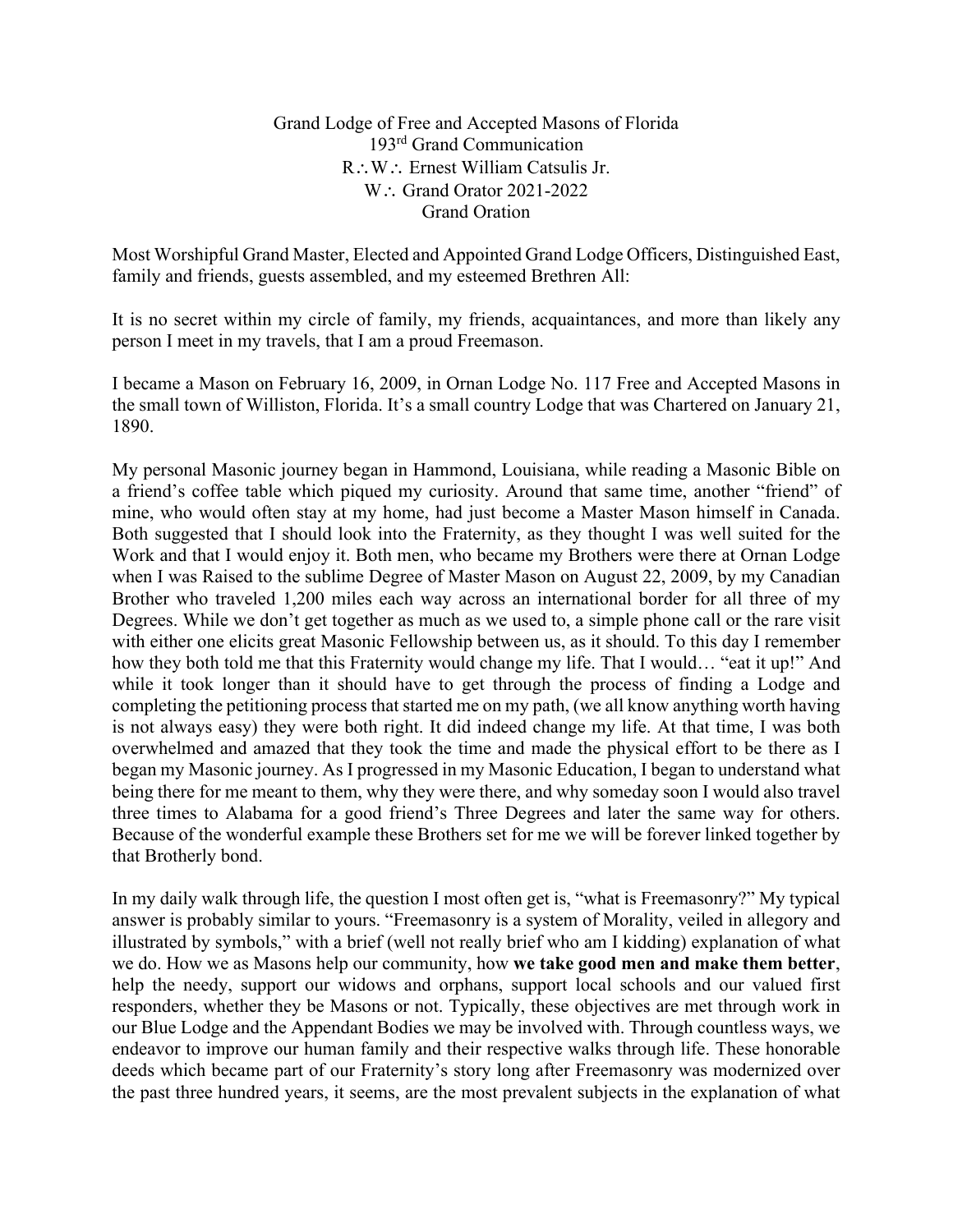Grand Lodge of Free and Accepted Masons of Florida
193rd Grand Communication
R∴W∴ Ernest William Catsulis Jr.
W∴ Grand Orator 2021-2022
Grand Oration

Most Worshipful Grand Master, Elected and Appointed Grand Lodge Officers, Distinguished East, family and friends, guests assembled, and my esteemed Brethren All:

It is no secret within my circle of family, my friends, acquaintances, and more than likely any person I meet in my travels, that I am a proud Freemason.

I became a Mason on February 16, 2009, in Ornan Lodge No. 117 Free and Accepted Masons in the small town of Williston, Florida. It's a small country Lodge that was Chartered on January 21, 1890.

My personal Masonic journey began in Hammond, Louisiana, while reading a Masonic Bible on a friend's coffee table which piqued my curiosity. Around that same time, another "friend" of mine, who would often stay at my home, had just become a Master Mason himself in Canada. Both suggested that I should look into the Fraternity, as they thought I was well suited for the Work and that I would enjoy it. Both men, who became my Brothers were there at Ornan Lodge when I was Raised to the sublime Degree of Master Mason on August 22, 2009, by my Canadian Brother who traveled 1,200 miles each way across an international border for all three of my Degrees. While we don't get together as much as we used to, a simple phone call or the rare visit with either one elicits great Masonic Fellowship between us, as it should. To this day I remember how they both told me that this Fraternity would change my life. That I would… "eat it up!" And while it took longer than it should have to get through the process of finding a Lodge and completing the petitioning process that started me on my path, (we all know anything worth having is not always easy) they were both right. It did indeed change my life. At that time, I was both overwhelmed and amazed that they took the time and made the physical effort to be there as I began my Masonic journey. As I progressed in my Masonic Education, I began to understand what being there for me meant to them, why they were there, and why someday soon I would also travel three times to Alabama for a good friend's Three Degrees and later the same way for others. Because of the wonderful example these Brothers set for me we will be forever linked together by that Brotherly bond.

In my daily walk through life, the question I most often get is, "what is Freemasonry?" My typical answer is probably similar to yours. "Freemasonry is a system of Morality, veiled in allegory and illustrated by symbols," with a brief (well not really brief who am I kidding) explanation of what we do. How we as Masons help our community, how **we take good men and make them better**, help the needy, support our widows and orphans, support local schools and our valued first responders, whether they be Masons or not. Typically, these objectives are met through work in our Blue Lodge and the Appendant Bodies we may be involved with. Through countless ways, we endeavor to improve our human family and their respective walks through life. These honorable deeds which became part of our Fraternity's story long after Freemasonry was modernized over the past three hundred years, it seems, are the most prevalent subjects in the explanation of what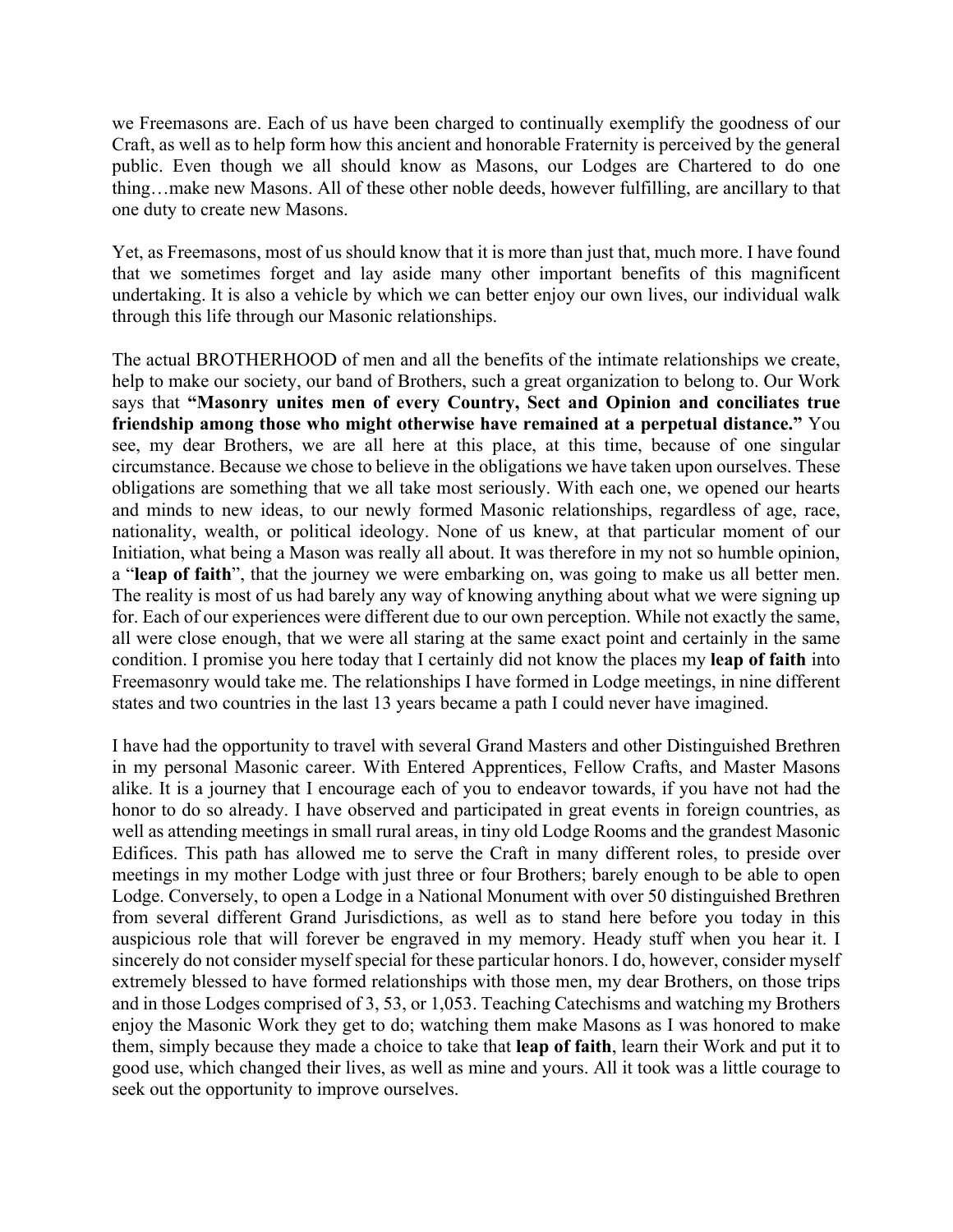we Freemasons are. Each of us have been charged to continually exemplify the goodness of our Craft, as well as to help form how this ancient and honorable Fraternity is perceived by the general public. Even though we all should know as Masons, our Lodges are Chartered to do one thing…make new Masons. All of these other noble deeds, however fulfilling, are ancillary to that one duty to create new Masons.

Yet, as Freemasons, most of us should know that it is more than just that, much more. I have found that we sometimes forget and lay aside many other important benefits of this magnificent undertaking. It is also a vehicle by which we can better enjoy our own lives, our individual walk through this life through our Masonic relationships.

The actual BROTHERHOOD of men and all the benefits of the intimate relationships we create, help to make our society, our band of Brothers, such a great organization to belong to. Our Work says that **"Masonry unites men of every Country, Sect and Opinion and conciliates true friendship among those who might otherwise have remained at a perpetual distance."** You see, my dear Brothers, we are all here at this place, at this time, because of one singular circumstance. Because we chose to believe in the obligations we have taken upon ourselves. These obligations are something that we all take most seriously. With each one, we opened our hearts and minds to new ideas, to our newly formed Masonic relationships, regardless of age, race, nationality, wealth, or political ideology. None of us knew, at that particular moment of our Initiation, what being a Mason was really all about. It was therefore in my not so humble opinion, a "**leap of faith**", that the journey we were embarking on, was going to make us all better men. The reality is most of us had barely any way of knowing anything about what we were signing up for. Each of our experiences were different due to our own perception. While not exactly the same, all were close enough, that we were all staring at the same exact point and certainly in the same condition. I promise you here today that I certainly did not know the places my **leap of faith** into Freemasonry would take me. The relationships I have formed in Lodge meetings, in nine different states and two countries in the last 13 years became a path I could never have imagined.

I have had the opportunity to travel with several Grand Masters and other Distinguished Brethren in my personal Masonic career. With Entered Apprentices, Fellow Crafts, and Master Masons alike. It is a journey that I encourage each of you to endeavor towards, if you have not had the honor to do so already. I have observed and participated in great events in foreign countries, as well as attending meetings in small rural areas, in tiny old Lodge Rooms and the grandest Masonic Edifices. This path has allowed me to serve the Craft in many different roles, to preside over meetings in my mother Lodge with just three or four Brothers; barely enough to be able to open Lodge. Conversely, to open a Lodge in a National Monument with over 50 distinguished Brethren from several different Grand Jurisdictions, as well as to stand here before you today in this auspicious role that will forever be engraved in my memory. Heady stuff when you hear it. I sincerely do not consider myself special for these particular honors. I do, however, consider myself extremely blessed to have formed relationships with those men, my dear Brothers, on those trips and in those Lodges comprised of 3, 53, or 1,053. Teaching Catechisms and watching my Brothers enjoy the Masonic Work they get to do; watching them make Masons as I was honored to make them, simply because they made a choice to take that **leap of faith**, learn their Work and put it to good use, which changed their lives, as well as mine and yours. All it took was a little courage to seek out the opportunity to improve ourselves.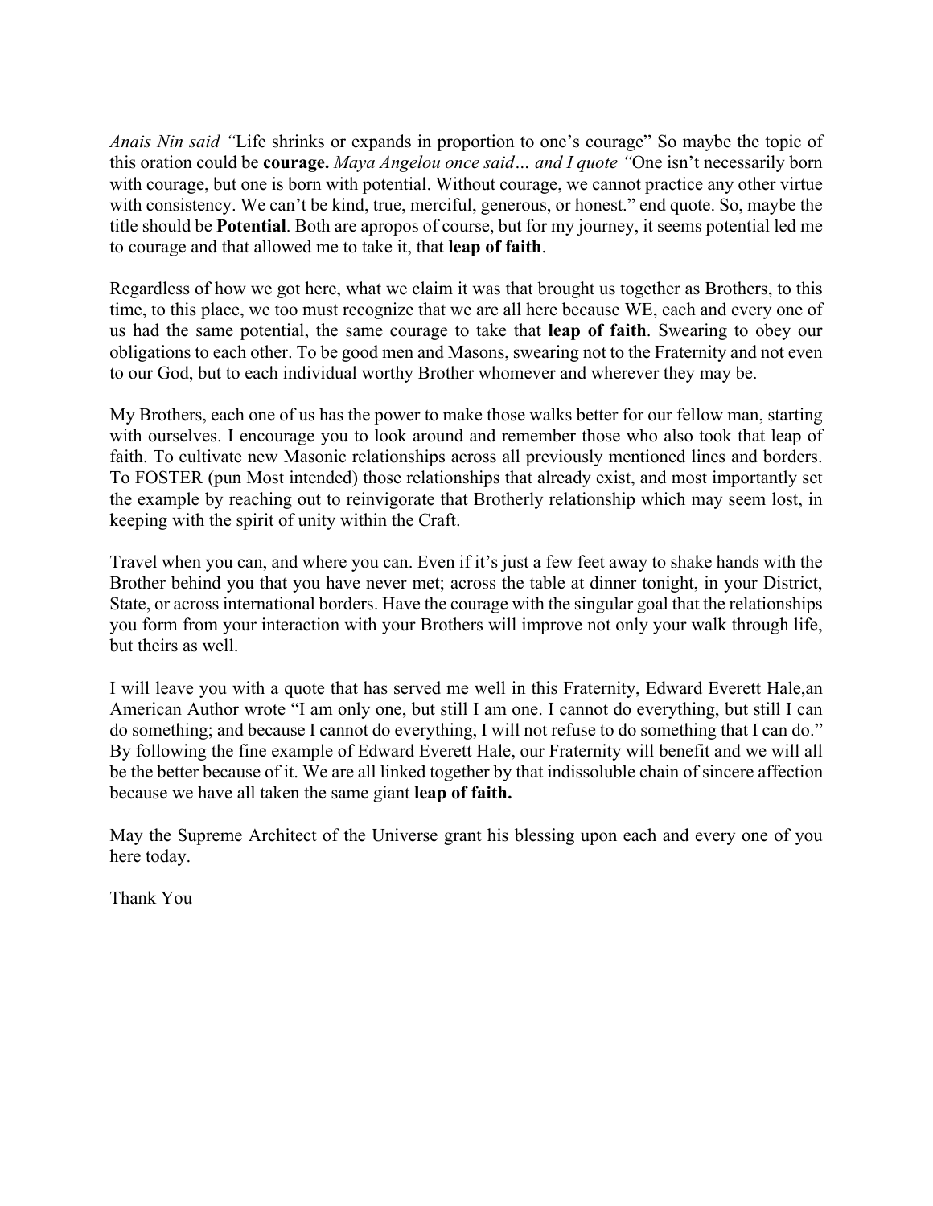*Anais Nin said "*Life shrinks or expands in proportion to one's courage" So maybe the topic of this oration could be **courage.** *Maya Angelou once said… and I quote "*One isn't necessarily born with courage, but one is born with potential. Without courage, we cannot practice any other virtue with consistency. We can't be kind, true, merciful, generous, or honest." end quote. So, maybe the title should be **Potential**. Both are apropos of course, but for my journey, it seems potential led me to courage and that allowed me to take it, that **leap of faith**.

Regardless of how we got here, what we claim it was that brought us together as Brothers, to this time, to this place, we too must recognize that we are all here because WE, each and every one of us had the same potential, the same courage to take that **leap of faith**. Swearing to obey our obligations to each other. To be good men and Masons, swearing not to the Fraternity and not even to our God, but to each individual worthy Brother whomever and wherever they may be.

My Brothers, each one of us has the power to make those walks better for our fellow man, starting with ourselves. I encourage you to look around and remember those who also took that leap of faith. To cultivate new Masonic relationships across all previously mentioned lines and borders. To FOSTER (pun Most intended) those relationships that already exist, and most importantly set the example by reaching out to reinvigorate that Brotherly relationship which may seem lost, in keeping with the spirit of unity within the Craft.

Travel when you can, and where you can. Even if it's just a few feet away to shake hands with the Brother behind you that you have never met; across the table at dinner tonight, in your District, State, or across international borders. Have the courage with the singular goal that the relationships you form from your interaction with your Brothers will improve not only your walk through life, but theirs as well.

I will leave you with a quote that has served me well in this Fraternity, Edward Everett Hale,an American Author wrote "I am only one, but still I am one. I cannot do everything, but still I can do something; and because I cannot do everything, I will not refuse to do something that I can do." By following the fine example of Edward Everett Hale, our Fraternity will benefit and we will all be the better because of it. We are all linked together by that indissoluble chain of sincere affection because we have all taken the same giant **leap of faith.**

May the Supreme Architect of the Universe grant his blessing upon each and every one of you here today.

Thank You